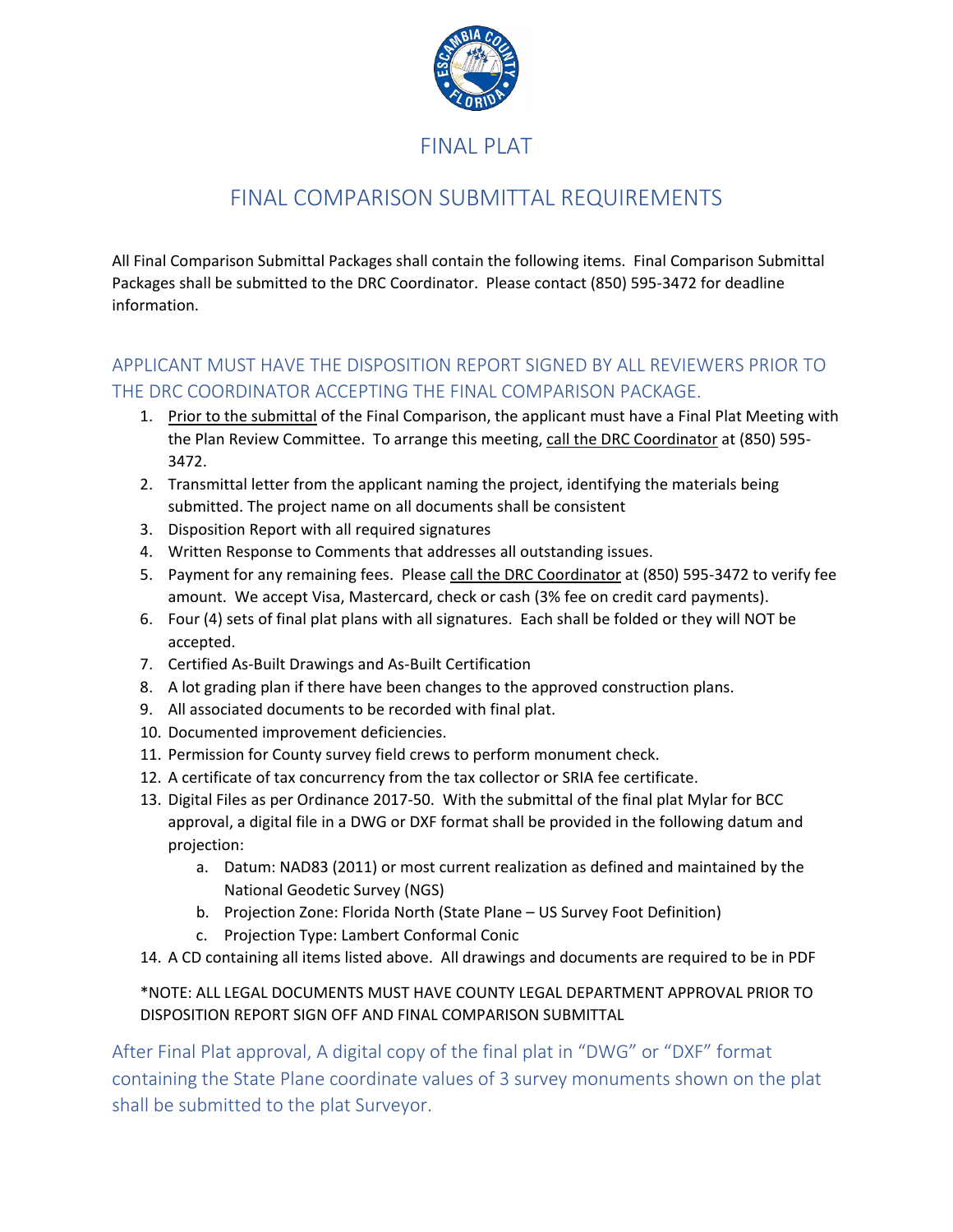# FINAL PLAT

## FINAL COMPARISON SUBMITTAL REQUIREMENTS

All Final Comparison Submittal Packages shall contain the following items. Final Comparison Submittal Packages shall be submitted to the DRC Coordinator. Please contact (850) 595-3472 for deadline information.

### APPLICANT MUST HAVE THE DISPOSITION REPORT SIGNED BY ALL REVIEWERS PRIOR TO THE DRC COORDINATOR ACCEPTING THE FINAL COMPARISON PACKAGE.

1. Prior to the submittal of the Final Comparison, the applicant must have a Final Plat Meeting with the Plan Review Committee. To arrange this meeting, call the DRC Coordinator at (850) 595-3472.
2. Transmittal letter from the applicant naming the project, identifying the materials being submitted. The project name on all documents shall be consistent
3. Disposition Report with all required signatures
4. Written Response to Comments that addresses all outstanding issues.
5. Payment for any remaining fees. Please call the DRC Coordinator at (850) 595-3472 to verify fee amount. We accept Visa, Mastercard, check or cash (3% fee on credit card payments).
6. Four (4) sets of final plat plans with all signatures. Each shall be folded or they will NOT be accepted.
7. Certified As-Built Drawings and As-Built Certification
8. A lot grading plan if there have been changes to the approved construction plans.
9. All associated documents to be recorded with final plat.
10. Documented improvement deficiencies.
11. Permission for County survey field crews to perform monument check.
12. A certificate of tax concurrency from the tax collector or SRIA fee certificate.
13. Digital Files as per Ordinance 2017-50. With the submittal of the final plat Mylar for BCC approval, a digital file in a DWG or DXF format shall be provided in the following datum and projection:
    a. Datum: NAD83 (2011) or most current realization as defined and maintained by the National Geodetic Survey (NGS)
    b. Projection Zone: Florida North (State Plane – US Survey Foot Definition)
    c. Projection Type: Lambert Conformal Conic
14. A CD containing all items listed above. All drawings and documents are required to be in PDF

*NOTE: ALL LEGAL DOCUMENTS MUST HAVE COUNTY LEGAL DEPARTMENT APPROVAL PRIOR TO DISPOSITION REPORT SIGN OFF AND FINAL COMPARISON SUBMITTAL

After Final Plat approval, A digital copy of the final plat in "DWG" or "DXF" format containing the State Plane coordinate values of 3 survey monuments shown on the plat shall be submitted to the plat Surveyor.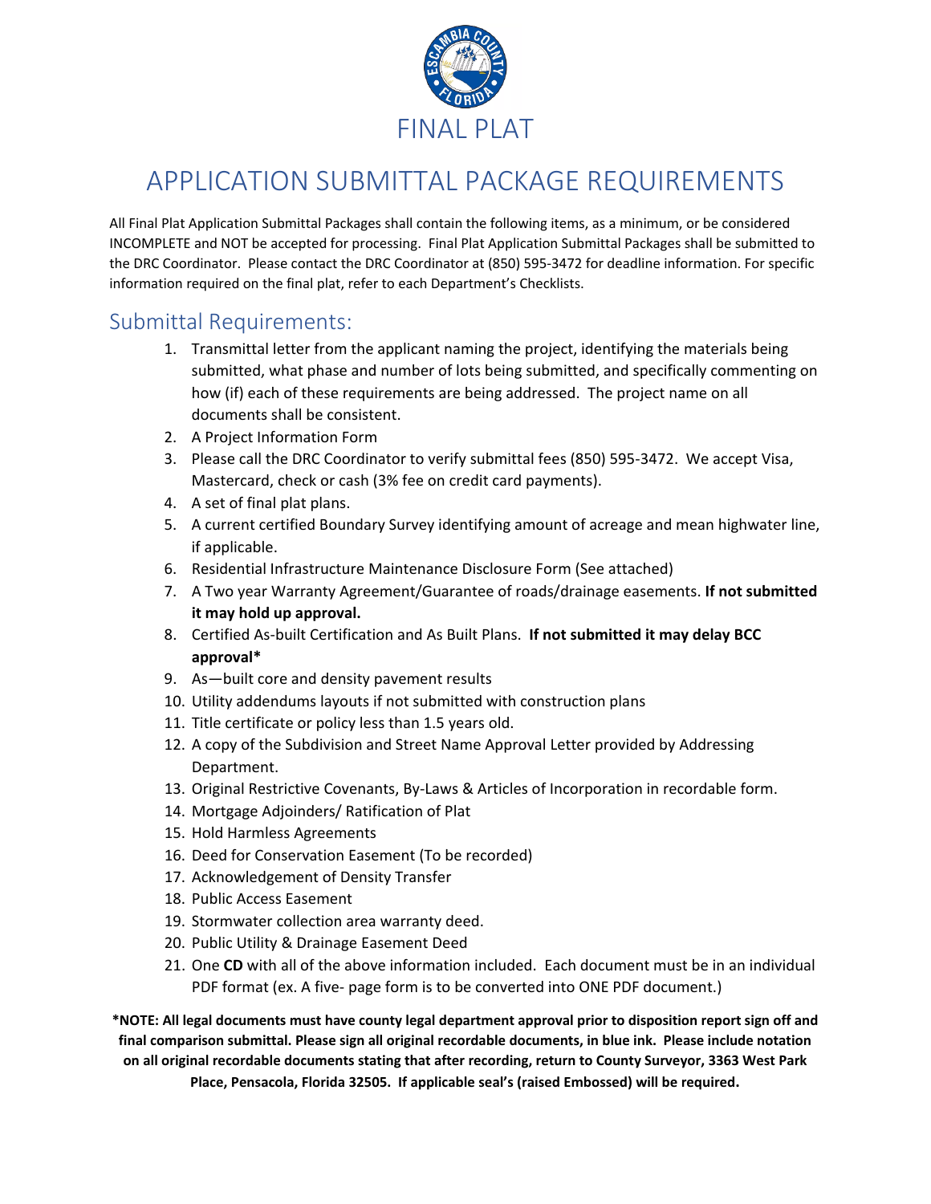# FINAL PLAT

# APPLICATION SUBMITTAL PACKAGE REQUIREMENTS

All Final Plat Application Submittal Packages shall contain the following items, as a minimum, or be considered INCOMPLETE and NOT be accepted for processing. Final Plat Application Submittal Packages shall be submitted to the DRC Coordinator. Please contact the DRC Coordinator at (850) 595-3472 for deadline information. For specific information required on the final plat, refer to each Department's Checklists.

## Submittal Requirements:

1. Transmittal letter from the applicant naming the project, identifying the materials being submitted, what phase and number of lots being submitted, and specifically commenting on how (if) each of these requirements are being addressed. The project name on all documents shall be consistent.
2. A Project Information Form
3. Please call the DRC Coordinator to verify submittal fees (850) 595-3472. We accept Visa, Mastercard, check or cash (3% fee on credit card payments).
4. A set of final plat plans.
5. A current certified Boundary Survey identifying amount of acreage and mean highwater line, if applicable.
6. Residential Infrastructure Maintenance Disclosure Form (See attached)
7. A Two year Warranty Agreement/Guarantee of roads/drainage easements. **If not submitted it may hold up approval.**
8. Certified As-built Certification and As Built Plans. **If not submitted it may delay BCC approval***
9. As—built core and density pavement results
10. Utility addendums layouts if not submitted with construction plans
11. Title certificate or policy less than 1.5 years old.
12. A copy of the Subdivision and Street Name Approval Letter provided by Addressing Department.
13. Original Restrictive Covenants, By-Laws & Articles of Incorporation in recordable form.
14. Mortgage Adjoinders/ Ratification of Plat
15. Hold Harmless Agreements
16. Deed for Conservation Easement (To be recorded)
17. Acknowledgement of Density Transfer
18. Public Access Easement
19. Stormwater collection area warranty deed.
20. Public Utility & Drainage Easement Deed
21. One **CD** with all of the above information included. Each document must be in an individual PDF format (ex. A five- page form is to be converted into ONE PDF document.)

**\*NOTE: All legal documents must have county legal department approval prior to disposition report sign off and final comparison submittal. Please sign all original recordable documents, in blue ink. Please include notation on all original recordable documents stating that after recording, return to County Surveyor, 3363 West Park Place, Pensacola, Florida 32505. If applicable seal's (raised Embossed) will be required.**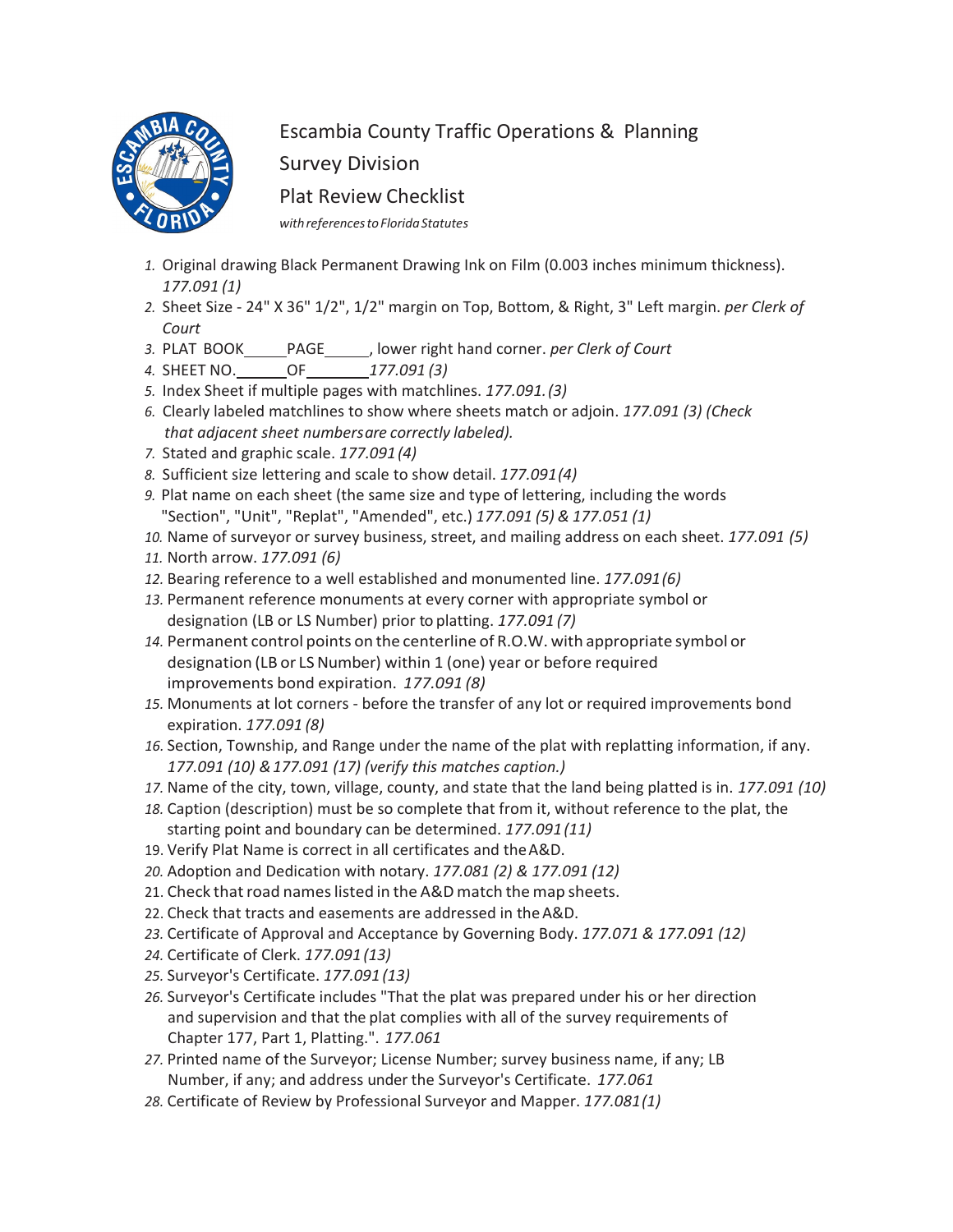# Escambia County Traffic Operations & Planning

## Survey Division

## Plat Review Checklist

*with references to Florida Statutes*

1. Original drawing Black Permanent Drawing Ink on Film (0.003 inches minimum thickness). *177.091 (1)*
2. Sheet Size - 24" X 36" 1/2", 1/2" margin on Top, Bottom, & Right, 3" Left margin. *per Clerk of Court*
3. PLAT BOOK_____PAGE_____, lower right hand corner. *per Clerk of Court*
4. SHEET NO.______OF________ *177.091 (3)*
5. Index Sheet if multiple pages with matchlines. *177.091. (3)*
6. Clearly labeled matchlines to show where sheets match or adjoin. *177.091 (3) (Check that adjacent sheet numbers are correctly labeled).*
7. Stated and graphic scale. *177.091 (4)*
8. Sufficient size lettering and scale to show detail. *177.091 (4)*
9. Plat name on each sheet (the same size and type of lettering, including the words "Section", "Unit", "Replat", "Amended", etc.) *177.091 (5) & 177.051 (1)*
10. Name of surveyor or survey business, street, and mailing address on each sheet. *177.091 (5)*
11. North arrow. *177.091 (6)*
12. Bearing reference to a well established and monumented line. *177.091 (6)*
13. Permanent reference monuments at every corner with appropriate symbol or designation (LB or LS Number) prior to platting. *177.091 (7)*
14. Permanent control points on the centerline of R.O.W. with appropriate symbol or designation (LB or LS Number) within 1 (one) year or before required improvements bond expiration. *177.091 (8)*
15. Monuments at lot corners - before the transfer of any lot or required improvements bond expiration. *177.091 (8)*
16. Section, Township, and Range under the name of the plat with replatting information, if any. *177.091 (10) & 177.091 (17) (verify this matches caption.)*
17. Name of the city, town, village, county, and state that the land being platted is in. *177.091 (10)*
18. Caption (description) must be so complete that from it, without reference to the plat, the starting point and boundary can be determined. *177.091 (11)*
19. Verify Plat Name is correct in all certificates and the A&D.
20. Adoption and Dedication with notary. *177.081 (2) & 177.091 (12)*
21. Check that road names listed in the A&D match the map sheets.
22. Check that tracts and easements are addressed in the A&D.
23. Certificate of Approval and Acceptance by Governing Body. *177.071 & 177.091 (12)*
24. Certificate of Clerk. *177.091 (13)*
25. Surveyor's Certificate. *177.091 (13)*
26. Surveyor's Certificate includes "That the plat was prepared under his or her direction and supervision and that the plat complies with all of the survey requirements of Chapter 177, Part 1, Platting.". *177.061*
27. Printed name of the Surveyor; License Number; survey business name, if any; LB Number, if any; and address under the Surveyor's Certificate. *177.061*
28. Certificate of Review by Professional Surveyor and Mapper. *177.081 (1)*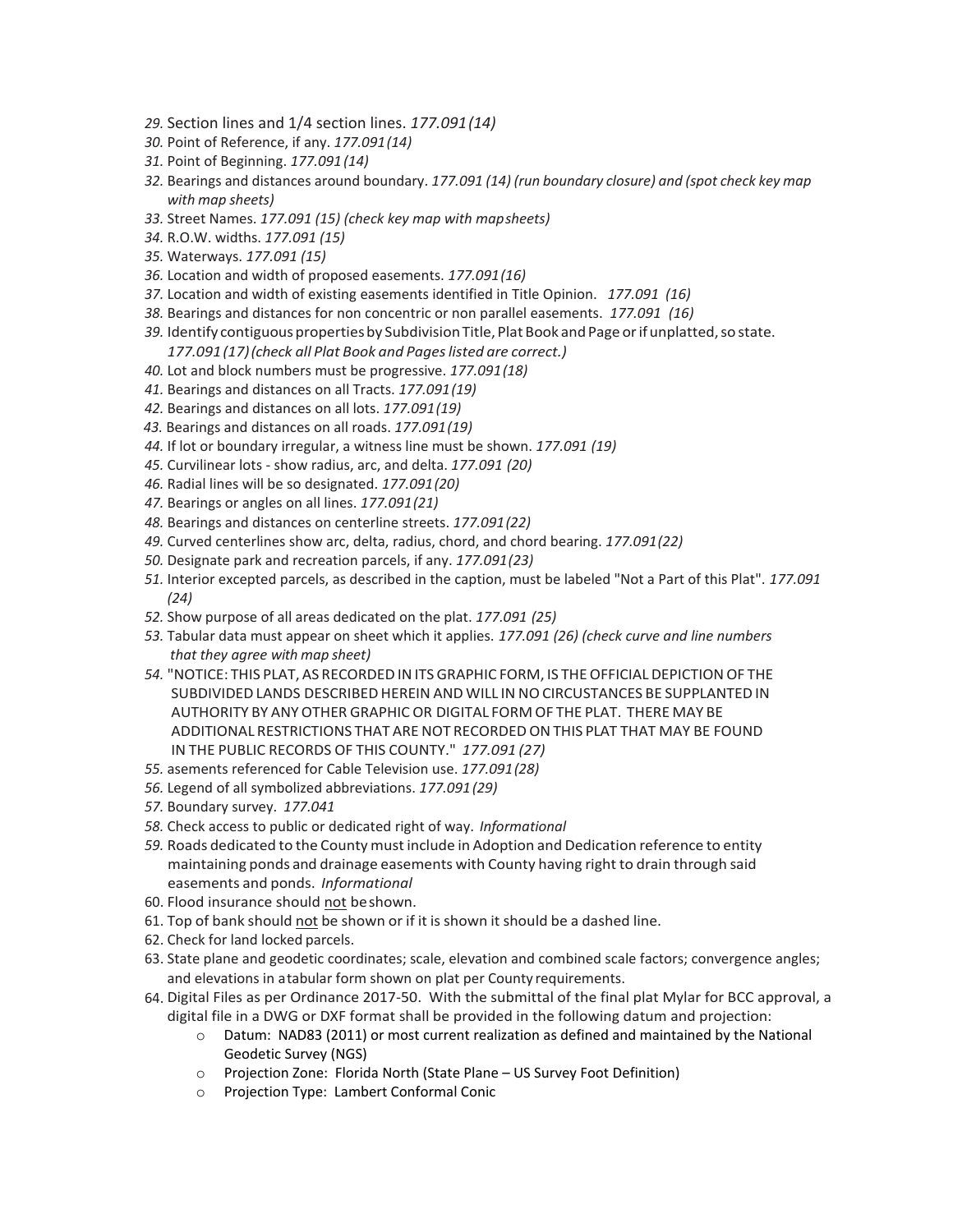29. Section lines and 1/4 section lines. *177.091(14)*
30. Point of Reference, if any. *177.091(14)*
31. Point of Beginning. *177.091(14)*
32. Bearings and distances around boundary. *177.091 (14) (run boundary closure) and (spot check key map with map sheets)*
33. Street Names. *177.091 (15) (check key map with map sheets)*
34. R.O.W. widths. *177.091 (15)*
35. Waterways. *177.091 (15)*
36. Location and width of proposed easements. *177.091(16)*
37. Location and width of existing easements identified in Title Opinion. *177.091 (16)*
38. Bearings and distances for non concentric or non parallel easements. *177.091 (16)*
39. Identify contiguous properties by Subdivision Title, Plat Book and Page or if unplatted, so state. *177.091(17) (check all Plat Book and Pages listed are correct.)*
40. Lot and block numbers must be progressive. *177.091(18)*
41. Bearings and distances on all Tracts. *177.091(19)*
42. Bearings and distances on all lots. *177.091(19)*
43. Bearings and distances on all roads. *177.091(19)*
44. If lot or boundary irregular, a witness line must be shown. *177.091 (19)*
45. Curvilinear lots - show radius, arc, and delta. *177.091 (20)*
46. Radial lines will be so designated. *177.091(20)*
47. Bearings or angles on all lines. *177.091(21)*
48. Bearings and distances on centerline streets. *177.091(22)*
49. Curved centerlines show arc, delta, radius, chord, and chord bearing. *177.091(22)*
50. Designate park and recreation parcels, if any. *177.091(23)*
51. Interior excepted parcels, as described in the caption, must be labeled "Not a Part of this Plat". *177.091 (24)*
52. Show purpose of all areas dedicated on the plat. *177.091 (25)*
53. Tabular data must appear on sheet which it applies. *177.091 (26) (check curve and line numbers that they agree with map sheet)*
54. "NOTICE: THIS PLAT, AS RECORDED IN ITS GRAPHIC FORM, IS THE OFFICIAL DEPICTION OF THE SUBDIVIDED LANDS DESCRIBED HEREIN AND WILL IN NO CIRCUMSTANCES BE SUPPLANTED IN AUTHORITY BY ANY OTHER GRAPHIC OR DIGITAL FORM OF THE PLAT. THERE MAY BE ADDITIONAL RESTRICTIONS THAT ARE NOT RECORDED ON THIS PLAT THAT MAY BE FOUND IN THE PUBLIC RECORDS OF THIS COUNTY." *177.091(27)*
55. asements referenced for Cable Television use. *177.091(28)*
56. Legend of all symbolized abbreviations. *177.091(29)*
57. Boundary survey. *177.041*
58. Check access to public or dedicated right of way. *Informational*
59. Roads dedicated to the County must include in Adoption and Dedication reference to entity maintaining ponds and drainage easements with County having right to drain through said easements and ponds. *Informational*
60. Flood insurance should <u>not</u> be shown.
61. Top of bank should <u>not</u> be shown or if it is shown it should be a dashed line.
62. Check for land locked parcels.
63. State plane and geodetic coordinates; scale, elevation and combined scale factors; convergence angles; and elevations in a tabular form shown on plat per County requirements.
64. Digital Files as per Ordinance 2017-50. With the submittal of the final plat Mylar for BCC approval, a digital file in a DWG or DXF format shall be provided in the following datum and projection:
    - Datum: NAD83 (2011) or most current realization as defined and maintained by the National Geodetic Survey (NGS)
    - Projection Zone: Florida North (State Plane – US Survey Foot Definition)
    - Projection Type: Lambert Conformal Conic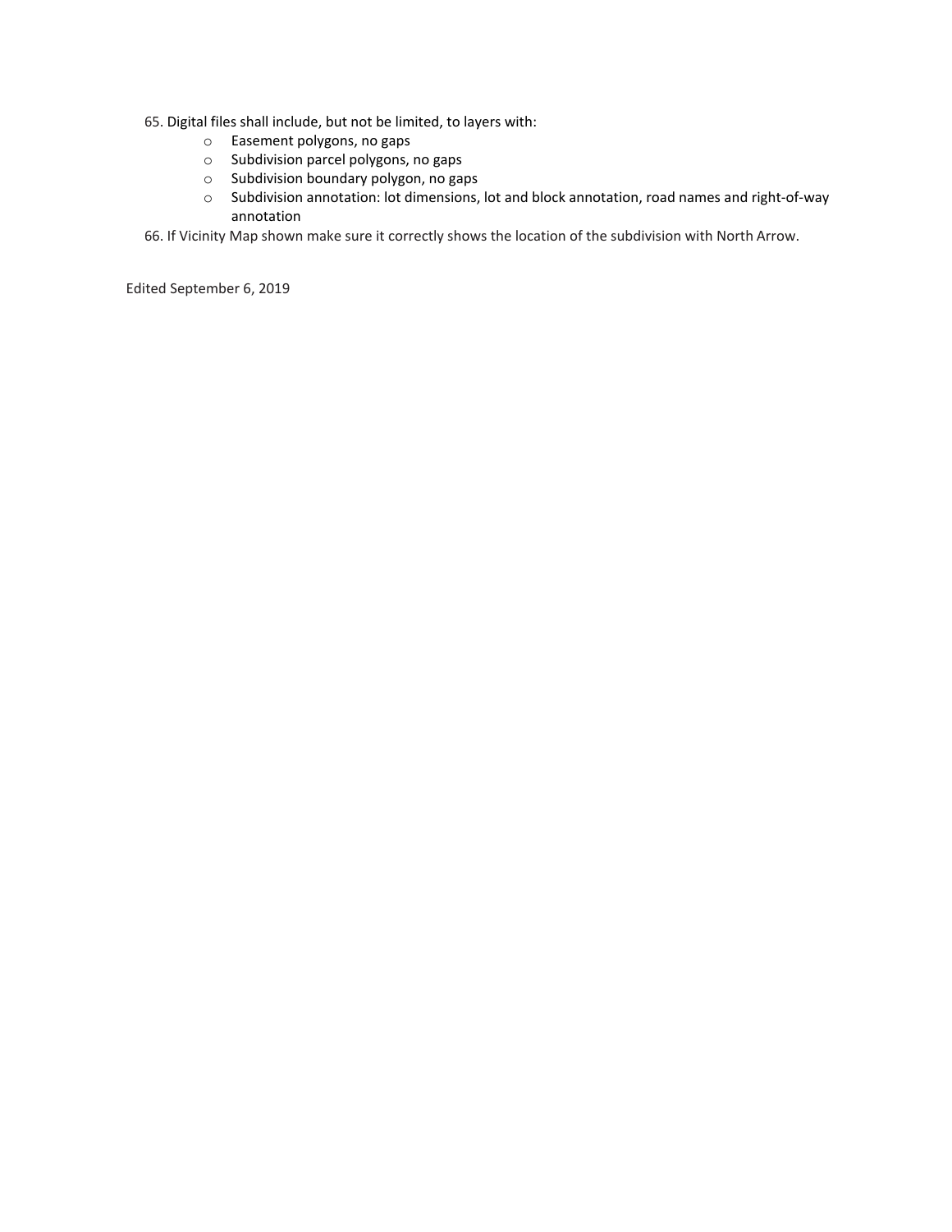65. Digital files shall include, but not be limited, to layers with:
    - Easement polygons, no gaps
    - Subdivision parcel polygons, no gaps
    - Subdivision boundary polygon, no gaps
    - Subdivision annotation: lot dimensions, lot and block annotation, road names and right-of-way annotation
66. If Vicinity Map shown make sure it correctly shows the location of the subdivision with North Arrow.

Edited September 6, 2019